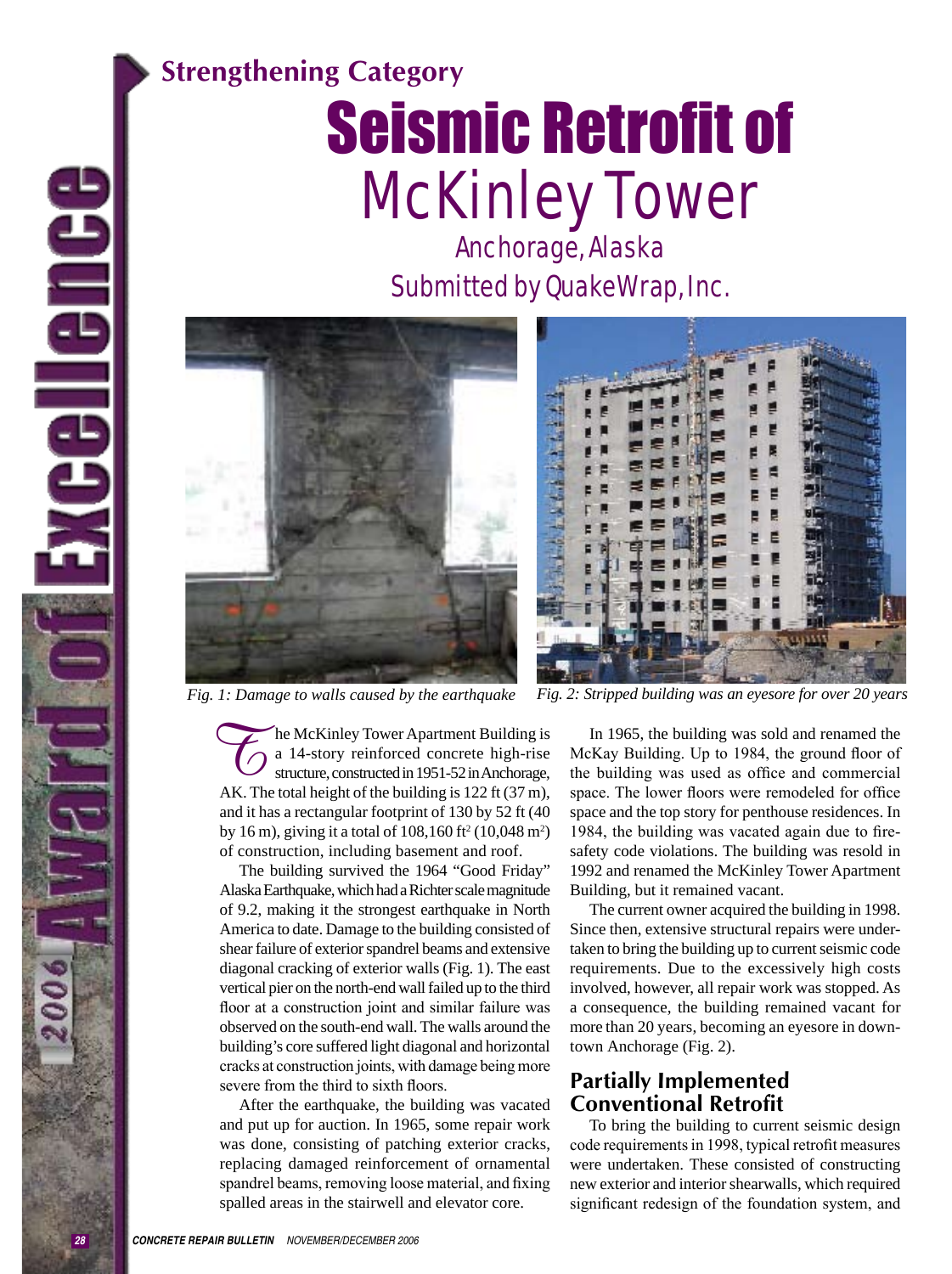## Strengthening Category

# Seismic Retrofit of McKinley Tower

### Anchorage, Alaska

### Submitted by QuakeWrap, Inc.

Fig. 1: Damage to walls caused by the earthquake

Fig. 2: Stripped building was an eyesore for over 20 years

The McKinley Tower Apartment Building is a 14-story reinforced concrete high-rise structure, constructed in 1951-52 in Anchorage, AK. The total height of the building is 122 ft (37 m), and it has a rectangular footprint of 130 by 52 ft (40 by 16 m), giving it a total of 108,160 ft$^2$ (10,048 m$^2$) of construction, including basement and roof.

The building survived the 1964 "Good Friday" Alaska Earthquake, which had a Richter scale magnitude of 9.2, making it the strongest earthquake in North America to date. Damage to the building consisted of shear failure of exterior spandrel beams and extensive diagonal cracking of exterior walls (Fig. 1). The east vertical pier on the north-end wall failed up to the third floor at a construction joint and similar failure was observed on the south-end wall. The walls around the building's core suffered light diagonal and horizontal cracks at construction joints, with damage being more severe from the third to sixth floors.

After the earthquake, the building was vacated and put up for auction. In 1965, some repair work was done, consisting of patching exterior cracks, replacing damaged reinforcement of ornamental spandrel beams, removing loose material, and fixing spalled areas in the stairwell and elevator core.

In 1965, the building was sold and renamed the McKay Building. Up to 1984, the ground floor of the building was used as office and commercial space. The lower floors were remodeled for office space and the top story for penthouse residences. In 1984, the building was vacated again due to fire-safety code violations. The building was resold in 1992 and renamed the McKinley Tower Apartment Building, but it remained vacant.

The current owner acquired the building in 1998. Since then, extensive structural repairs were undertaken to bring the building up to current seismic code requirements. Due to the excessively high costs involved, however, all repair work was stopped. As a consequence, the building remained vacant for more than 20 years, becoming an eyesore in downtown Anchorage (Fig. 2).

## Partially Implemented Conventional Retrofit

To bring the building to current seismic design code requirements in 1998, typical retrofit measures were undertaken. These consisted of constructing new exterior and interior shearwalls, which required significant redesign of the foundation system, and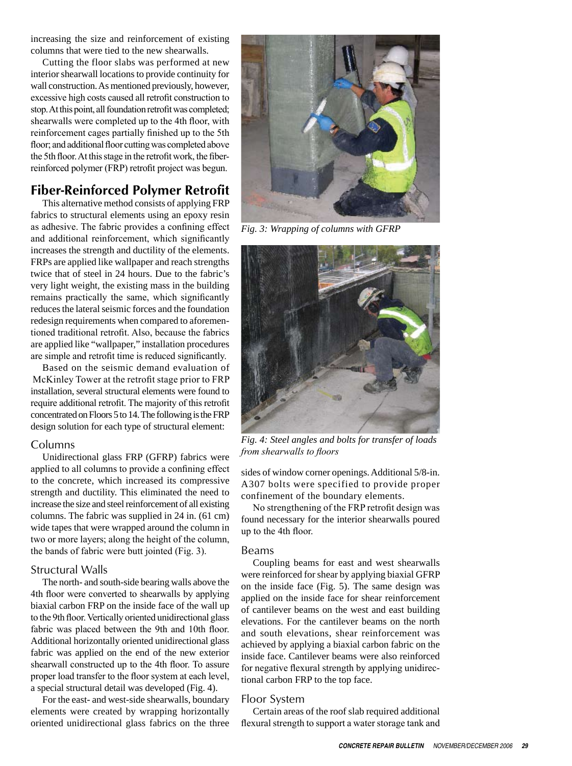increasing the size and reinforcement of existing columns that were tied to the new shearwalls.

Cutting the floor slabs was performed at new interior shearwall locations to provide continuity for wall construction. As mentioned previously, however, excessive high costs caused all retrofit construction to stop. At this point, all foundation retrofit was completed; shearwalls were completed up to the 4th floor, with reinforcement cages partially finished up to the 5th floor; and additional floor cutting was completed above the 5th floor. At this stage in the retrofit work, the fiber-reinforced polymer (FRP) retrofit project was begun.

## Fiber-Reinforced Polymer Retrofit

This alternative method consists of applying FRP fabrics to structural elements using an epoxy resin as adhesive. The fabric provides a confining effect and additional reinforcement, which significantly increases the strength and ductility of the elements. FRPs are applied like wallpaper and reach strengths twice that of steel in 24 hours. Due to the fabric's very light weight, the existing mass in the building remains practically the same, which significantly reduces the lateral seismic forces and the foundation redesign requirements when compared to aforementioned traditional retrofit. Also, because the fabrics are applied like "wallpaper," installation procedures are simple and retrofit time is reduced significantly.

Based on the seismic demand evaluation of McKinley Tower at the retrofit stage prior to FRP installation, several structural elements were found to require additional retrofit. The majority of this retrofit concentrated on Floors 5 to 14. The following is the FRP design solution for each type of structural element:

### Columns

Unidirectional glass FRP (GFRP) fabrics were applied to all columns to provide a confining effect to the concrete, which increased its compressive strength and ductility. This eliminated the need to increase the size and steel reinforcement of all existing columns. The fabric was supplied in 24 in. (61 cm) wide tapes that were wrapped around the column in two or more layers; along the height of the column, the bands of fabric were butt jointed (Fig. 3).

*Fig. 3: Wrapping of columns with GFRP*

### Structural Walls

The north- and south-side bearing walls above the 4th floor were converted to shearwalls by applying biaxial carbon FRP on the inside face of the wall up to the 9th floor. Vertically oriented unidirectional glass fabric was placed between the 9th and 10th floor. Additional horizontally oriented unidirectional glass fabric was applied on the end of the new exterior shearwall constructed up to the 4th floor. To assure proper load transfer to the floor system at each level, a special structural detail was developed (Fig. 4).

*Fig. 4: Steel angles and bolts for transfer of loads from shearwalls to floors*

For the east- and west-side shearwalls, boundary elements were created by wrapping horizontally oriented unidirectional glass fabrics on the three sides of window corner openings. Additional 5/8-in. A307 bolts were specified to provide proper confinement of the boundary elements.

No strengthening of the FRP retrofit design was found necessary for the interior shearwalls poured up to the 4th floor.

### Beams

Coupling beams for east and west shearwalls were reinforced for shear by applying biaxial GFRP on the inside face (Fig. 5). The same design was applied on the inside face for shear reinforcement of cantilever beams on the west and east building elevations. For the cantilever beams on the north and south elevations, shear reinforcement was achieved by applying a biaxial carbon fabric on the inside face. Cantilever beams were also reinforced for negative flexural strength by applying unidirectional carbon FRP to the top face.

### Floor System

Certain areas of the roof slab required additional flexural strength to support a water storage tank and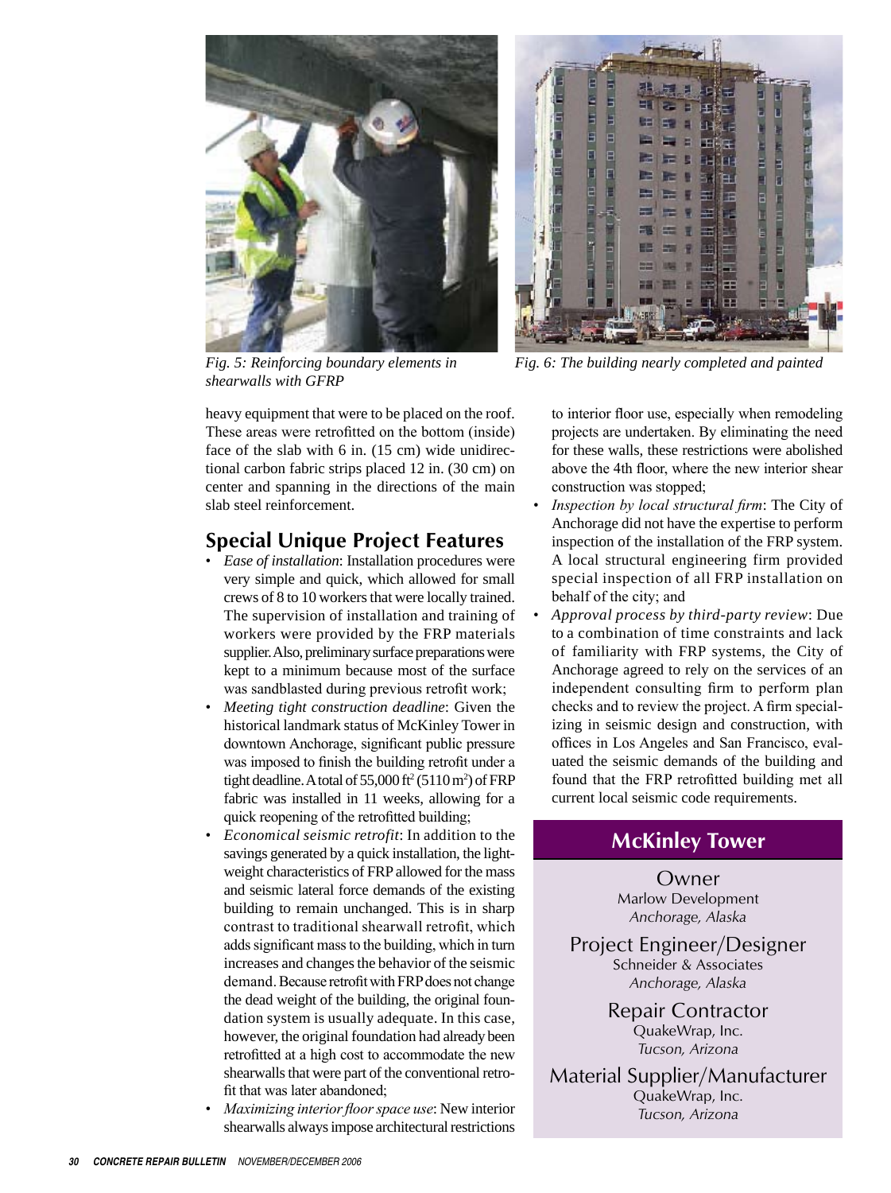*Fig. 5: Reinforcing boundary elements in shearwalls with GFRP*

*Fig. 6: The building nearly completed and painted*

heavy equipment that were to be placed on the roof. These areas were retrofitted on the bottom (inside) face of the slab with 6 in. (15 cm) wide unidirectional carbon fabric strips placed 12 in. (30 cm) on center and spanning in the directions of the main slab steel reinforcement.

## Special Unique Project Features

- *Ease of installation*: Installation procedures were very simple and quick, which allowed for small crews of 8 to 10 workers that were locally trained. The supervision of installation and training of workers were provided by the FRP materials supplier. Also, preliminary surface preparations were kept to a minimum because most of the surface was sandblasted during previous retrofit work;
- *Meeting tight construction deadline*: Given the historical landmark status of McKinley Tower in downtown Anchorage, significant public pressure was imposed to finish the building retrofit under a tight deadline. A total of 55,000 ft$^2$ (5110 m$^2$) of FRP fabric was installed in 11 weeks, allowing for a quick reopening of the retrofitted building;
- *Economical seismic retrofit*: In addition to the savings generated by a quick installation, the lightweight characteristics of FRP allowed for the mass and seismic lateral force demands of the existing building to remain unchanged. This is in sharp contrast to traditional shearwall retrofit, which adds significant mass to the building, which in turn increases and changes the behavior of the seismic demand. Because retrofit with FRP does not change the dead weight of the building, the original foundation system is usually adequate. In this case, however, the original foundation had already been retrofitted at a high cost to accommodate the new shearwalls that were part of the conventional retrofit that was later abandoned;
- *Maximizing interior floor space use*: New interior shearwalls always impose architectural restrictions to interior floor use, especially when remodeling projects are undertaken. By eliminating the need for these walls, these restrictions were abolished above the 4th floor, where the new interior shear construction was stopped;
- *Inspection by local structural firm*: The City of Anchorage did not have the expertise to perform inspection of the installation of the FRP system. A local structural engineering firm provided special inspection of all FRP installation on behalf of the city; and
- *Approval process by third-party review*: Due to a combination of time constraints and lack of familiarity with FRP systems, the City of Anchorage agreed to rely on the services of an independent consulting firm to perform plan checks and to review the project. A firm specializing in seismic design and construction, with offices in Los Angeles and San Francisco, evaluated the seismic demands of the building and found that the FRP retrofitted building met all current local seismic code requirements.

## McKinley Tower

**Owner**
Marlow Development
*Anchorage, Alaska*

**Project Engineer/Designer**
Schneider & Associates
*Anchorage, Alaska*

**Repair Contractor**
QuakeWrap, Inc.
*Tucson, Arizona*

**Material Supplier/Manufacturer**
QuakeWrap, Inc.
*Tucson, Arizona*